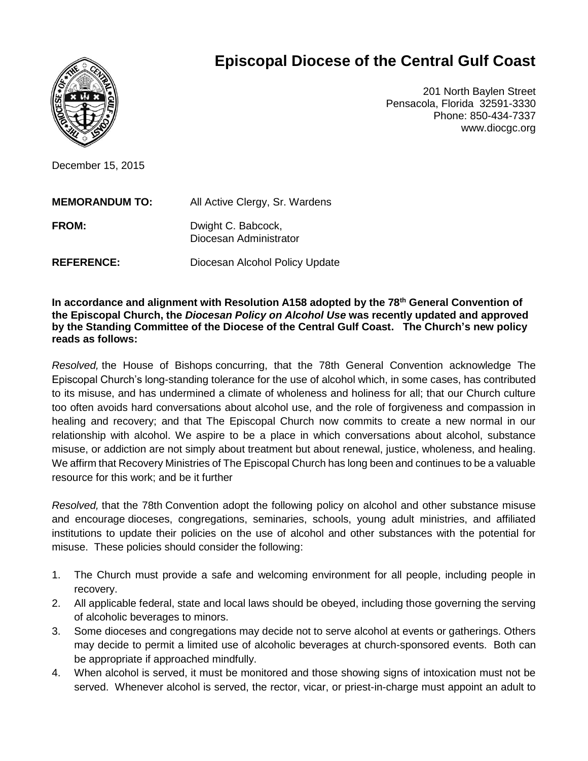# Episcopal Diocese of the Central Gulf Coast

201 North Baylen Street
Pensacola, Florida 32591-3330
Phone: 850-434-7337
www.diocgc.org

December 15, 2015

**MEMORANDUM TO:** All Active Clergy, Sr. Wardens

**FROM:** Dwight C. Babcock, Diocesan Administrator

**REFERENCE:** Diocesan Alcohol Policy Update

**In accordance and alignment with Resolution A158 adopted by the 78th General Convention of the Episcopal Church, the *Diocesan Policy on Alcohol Use* was recently updated and approved by the Standing Committee of the Diocese of the Central Gulf Coast. The Church's new policy reads as follows:**

*Resolved,* the House of Bishops concurring, that the 78th General Convention acknowledge The Episcopal Church's long-standing tolerance for the use of alcohol which, in some cases, has contributed to its misuse, and has undermined a climate of wholeness and holiness for all; that our Church culture too often avoids hard conversations about alcohol use, and the role of forgiveness and compassion in healing and recovery; and that The Episcopal Church now commits to create a new normal in our relationship with alcohol. We aspire to be a place in which conversations about alcohol, substance misuse, or addiction are not simply about treatment but about renewal, justice, wholeness, and healing. We affirm that Recovery Ministries of The Episcopal Church has long been and continues to be a valuable resource for this work; and be it further

*Resolved,* that the 78th Convention adopt the following policy on alcohol and other substance misuse and encourage dioceses, congregations, seminaries, schools, young adult ministries, and affiliated institutions to update their policies on the use of alcohol and other substances with the potential for misuse. These policies should consider the following:

1. The Church must provide a safe and welcoming environment for all people, including people in recovery.
2. All applicable federal, state and local laws should be obeyed, including those governing the serving of alcoholic beverages to minors.
3. Some dioceses and congregations may decide not to serve alcohol at events or gatherings. Others may decide to permit a limited use of alcoholic beverages at church-sponsored events. Both can be appropriate if approached mindfully.
4. When alcohol is served, it must be monitored and those showing signs of intoxication must not be served. Whenever alcohol is served, the rector, vicar, or priest-in-charge must appoint an adult to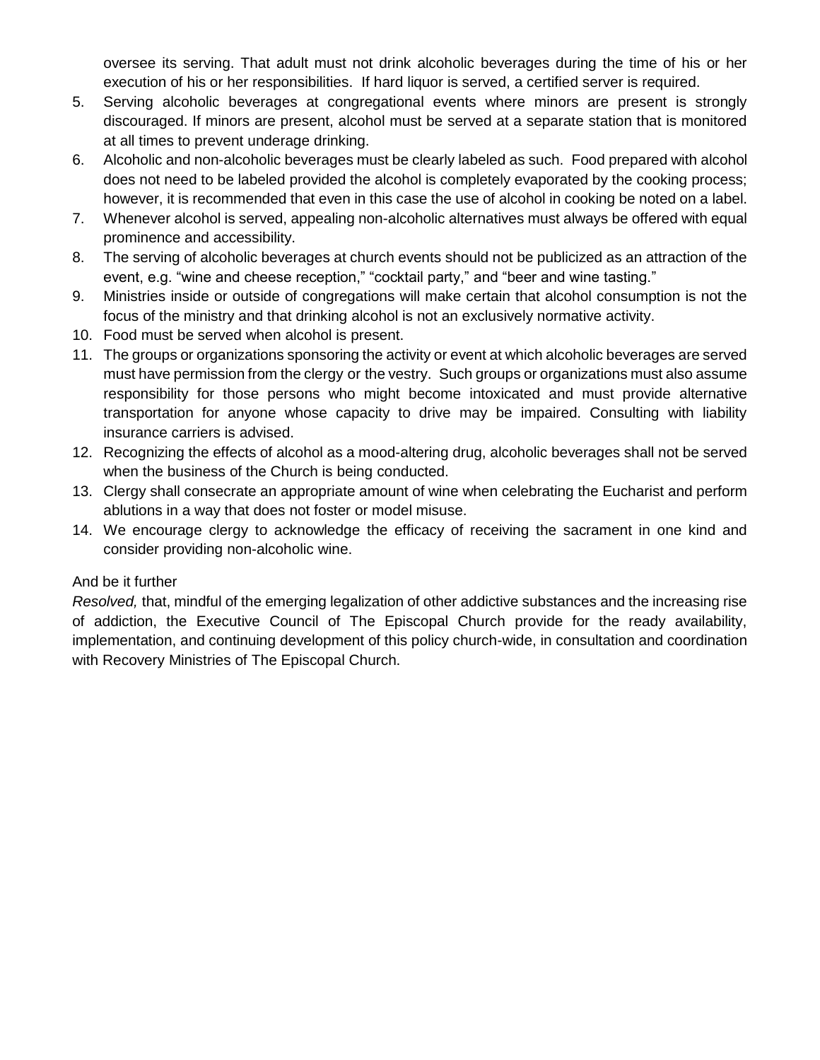oversee its serving. That adult must not drink alcoholic beverages during the time of his or her execution of his or her responsibilities. If hard liquor is served, a certified server is required.

5. Serving alcoholic beverages at congregational events where minors are present is strongly discouraged. If minors are present, alcohol must be served at a separate station that is monitored at all times to prevent underage drinking.
6. Alcoholic and non-alcoholic beverages must be clearly labeled as such. Food prepared with alcohol does not need to be labeled provided the alcohol is completely evaporated by the cooking process; however, it is recommended that even in this case the use of alcohol in cooking be noted on a label.
7. Whenever alcohol is served, appealing non-alcoholic alternatives must always be offered with equal prominence and accessibility.
8. The serving of alcoholic beverages at church events should not be publicized as an attraction of the event, e.g. "wine and cheese reception," "cocktail party," and "beer and wine tasting."
9. Ministries inside or outside of congregations will make certain that alcohol consumption is not the focus of the ministry and that drinking alcohol is not an exclusively normative activity.
10. Food must be served when alcohol is present.
11. The groups or organizations sponsoring the activity or event at which alcoholic beverages are served must have permission from the clergy or the vestry. Such groups or organizations must also assume responsibility for those persons who might become intoxicated and must provide alternative transportation for anyone whose capacity to drive may be impaired. Consulting with liability insurance carriers is advised.
12. Recognizing the effects of alcohol as a mood-altering drug, alcoholic beverages shall not be served when the business of the Church is being conducted.
13. Clergy shall consecrate an appropriate amount of wine when celebrating the Eucharist and perform ablutions in a way that does not foster or model misuse.
14. We encourage clergy to acknowledge the efficacy of receiving the sacrament in one kind and consider providing non-alcoholic wine.

And be it further

*Resolved,* that, mindful of the emerging legalization of other addictive substances and the increasing rise of addiction, the Executive Council of The Episcopal Church provide for the ready availability, implementation, and continuing development of this policy church-wide, in consultation and coordination with Recovery Ministries of The Episcopal Church.